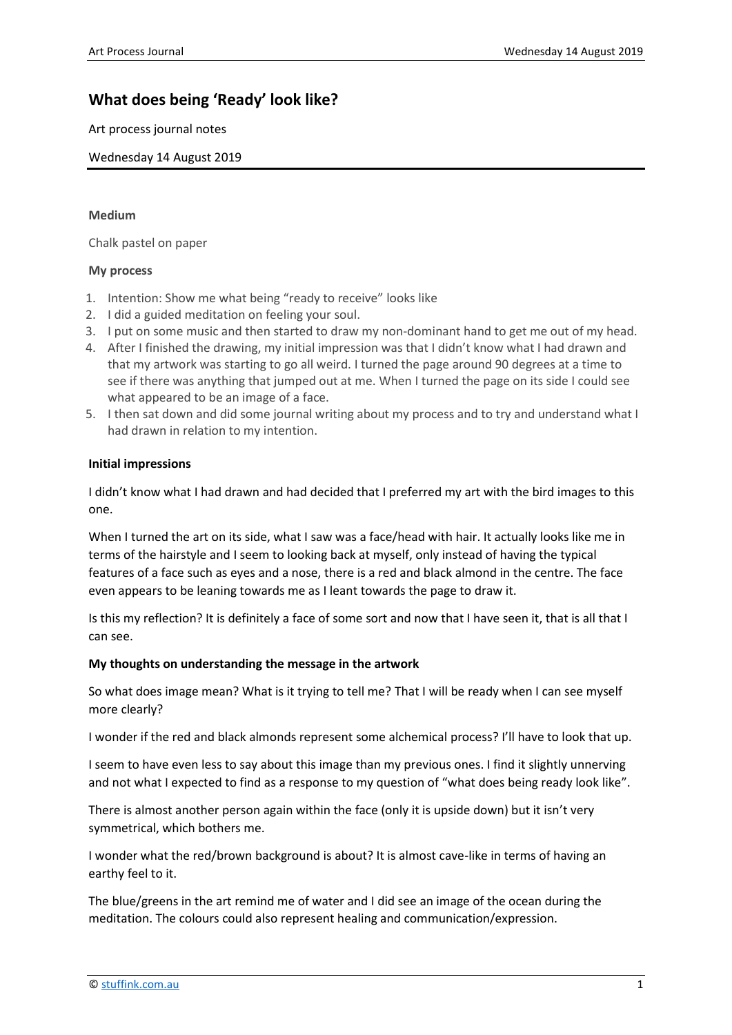# What does being 'Ready' look like?

Art process journal notes

Wednesday 14 August 2019

### Medium

Chalk pastel on paper

### My process

1. Intention: Show me what being "ready to receive" looks like
2. I did a guided meditation on feeling your soul.
3. I put on some music and then started to draw my non-dominant hand to get me out of my head.
4. After I finished the drawing, my initial impression was that I didn't know what I had drawn and that my artwork was starting to go all weird. I turned the page around 90 degrees at a time to see if there was anything that jumped out at me. When I turned the page on its side I could see what appeared to be an image of a face.
5. I then sat down and did some journal writing about my process and to try and understand what I had drawn in relation to my intention.

### Initial impressions

I didn't know what I had drawn and had decided that I preferred my art with the bird images to this one.

When I turned the art on its side, what I saw was a face/head with hair. It actually looks like me in terms of the hairstyle and I seem to looking back at myself, only instead of having the typical features of a face such as eyes and a nose, there is a red and black almond in the centre. The face even appears to be leaning towards me as I leant towards the page to draw it.

Is this my reflection? It is definitely a face of some sort and now that I have seen it, that is all that I can see.

### My thoughts on understanding the message in the artwork

So what does image mean? What is it trying to tell me? That I will be ready when I can see myself more clearly?

I wonder if the red and black almonds represent some alchemical process? I'll have to look that up.

I seem to have even less to say about this image than my previous ones. I find it slightly unnerving and not what I expected to find as a response to my question of "what does being ready look like".

There is almost another person again within the face (only it is upside down) but it isn't very symmetrical, which bothers me.

I wonder what the red/brown background is about? It is almost cave-like in terms of having an earthy feel to it.

The blue/greens in the art remind me of water and I did see an image of the ocean during the meditation. The colours could also represent healing and communication/expression.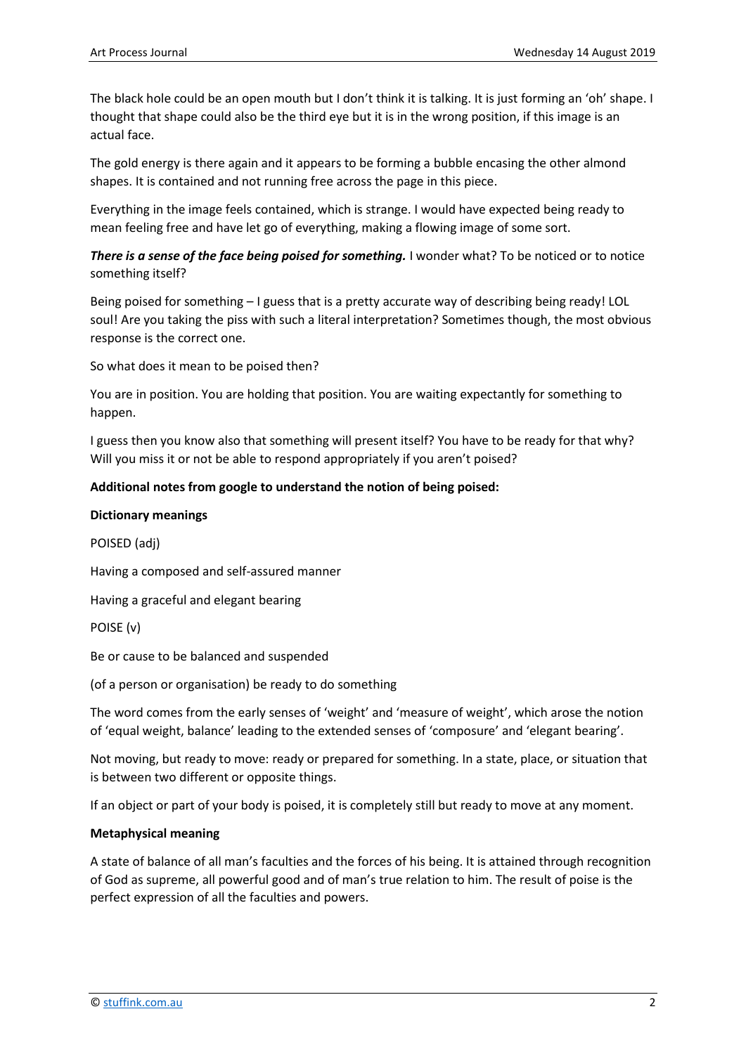The black hole could be an open mouth but I don't think it is talking. It is just forming an 'oh' shape. I thought that shape could also be the third eye but it is in the wrong position, if this image is an actual face.

The gold energy is there again and it appears to be forming a bubble encasing the other almond shapes. It is contained and not running free across the page in this piece.

Everything in the image feels contained, which is strange. I would have expected being ready to mean feeling free and have let go of everything, making a flowing image of some sort.

***There is a sense of the face being poised for something.*** I wonder what? To be noticed or to notice something itself?

Being poised for something – I guess that is a pretty accurate way of describing being ready! LOL soul! Are you taking the piss with such a literal interpretation? Sometimes though, the most obvious response is the correct one.

So what does it mean to be poised then?

You are in position. You are holding that position. You are waiting expectantly for something to happen.

I guess then you know also that something will present itself? You have to be ready for that why? Will you miss it or not be able to respond appropriately if you aren't poised?

**Additional notes from google to understand the notion of being poised:**

**Dictionary meanings**

POISED (adj)

Having a composed and self-assured manner

Having a graceful and elegant bearing

POISE (v)

Be or cause to be balanced and suspended

(of a person or organisation) be ready to do something

The word comes from the early senses of 'weight' and 'measure of weight', which arose the notion of 'equal weight, balance' leading to the extended senses of 'composure' and 'elegant bearing'.

Not moving, but ready to move: ready or prepared for something. In a state, place, or situation that is between two different or opposite things.

If an object or part of your body is poised, it is completely still but ready to move at any moment.

**Metaphysical meaning**

A state of balance of all man's faculties and the forces of his being. It is attained through recognition of God as supreme, all powerful good and of man's true relation to him. The result of poise is the perfect expression of all the faculties and powers.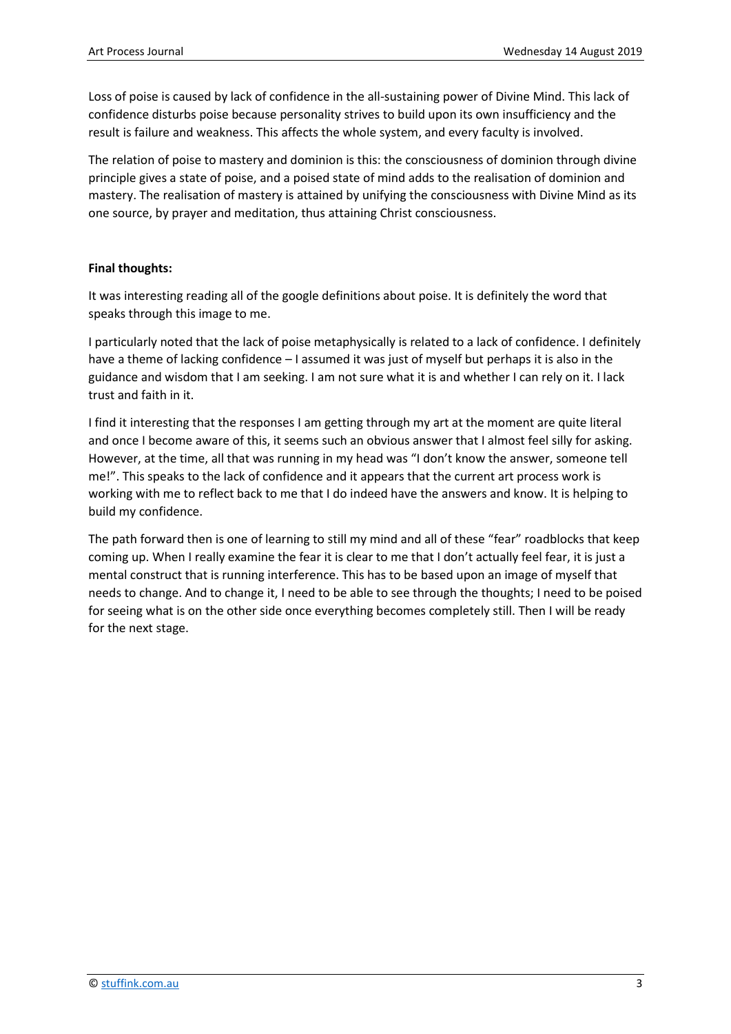Loss of poise is caused by lack of confidence in the all-sustaining power of Divine Mind. This lack of confidence disturbs poise because personality strives to build upon its own insufficiency and the result is failure and weakness. This affects the whole system, and every faculty is involved.

The relation of poise to mastery and dominion is this: the consciousness of dominion through divine principle gives a state of poise, and a poised state of mind adds to the realisation of dominion and mastery. The realisation of mastery is attained by unifying the consciousness with Divine Mind as its one source, by prayer and meditation, thus attaining Christ consciousness.

**Final thoughts:**

It was interesting reading all of the google definitions about poise. It is definitely the word that speaks through this image to me.

I particularly noted that the lack of poise metaphysically is related to a lack of confidence. I definitely have a theme of lacking confidence – I assumed it was just of myself but perhaps it is also in the guidance and wisdom that I am seeking. I am not sure what it is and whether I can rely on it. I lack trust and faith in it.

I find it interesting that the responses I am getting through my art at the moment are quite literal and once I become aware of this, it seems such an obvious answer that I almost feel silly for asking. However, at the time, all that was running in my head was "I don't know the answer, someone tell me!". This speaks to the lack of confidence and it appears that the current art process work is working with me to reflect back to me that I do indeed have the answers and know. It is helping to build my confidence.

The path forward then is one of learning to still my mind and all of these "fear" roadblocks that keep coming up. When I really examine the fear it is clear to me that I don't actually feel fear, it is just a mental construct that is running interference. This has to be based upon an image of myself that needs to change. And to change it, I need to be able to see through the thoughts; I need to be poised for seeing what is on the other side once everything becomes completely still. Then I will be ready for the next stage.